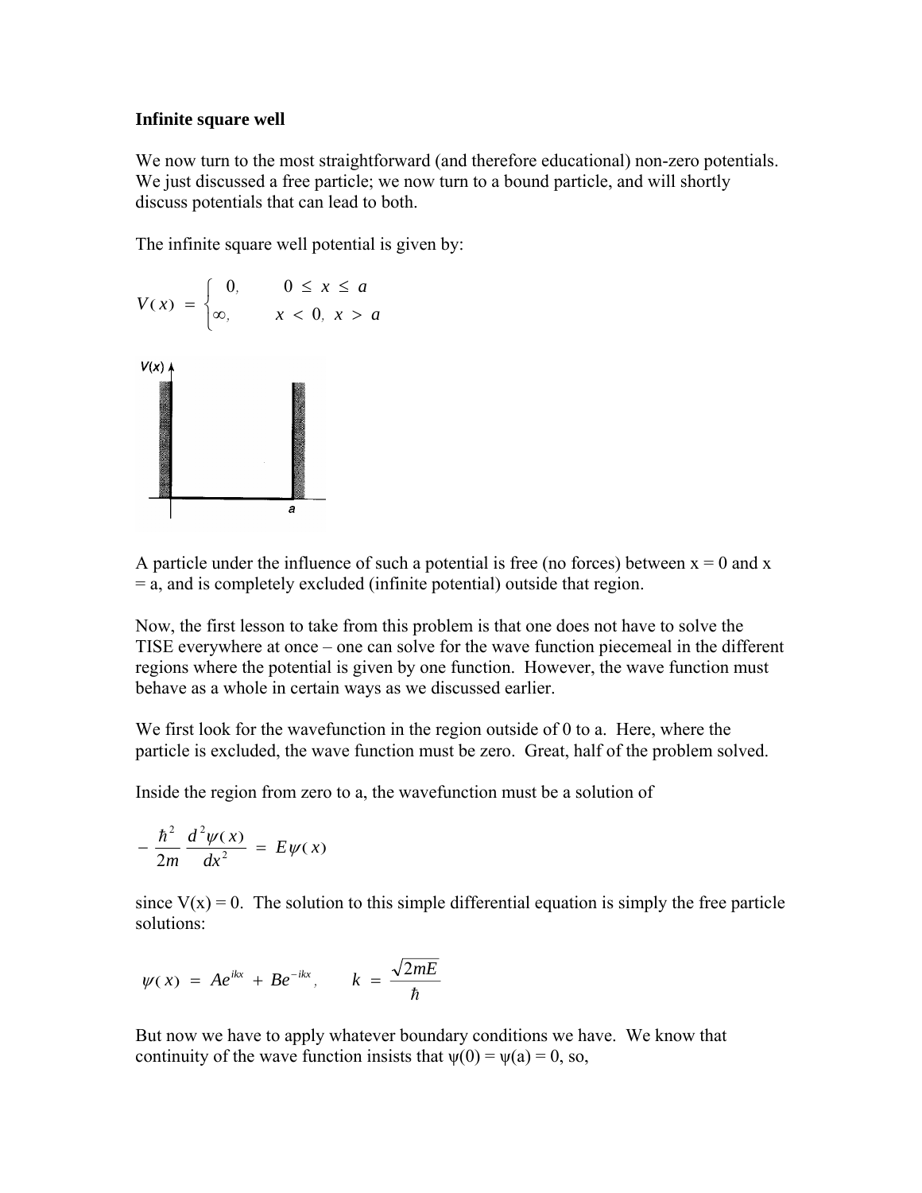**Infinite square well**

We now turn to the most straightforward (and therefore educational) non-zero potentials. We just discussed a free particle; we now turn to a bound particle, and will shortly discuss potentials that can lead to both.

The infinite square well potential is given by:

$$V(x) = \begin{cases} 0, & 0 \leq x \leq a \\ \infty, & x < 0,\ x > a \end{cases}$$

A particle under the influence of such a potential is free (no forces) between x = 0 and x = a, and is completely excluded (infinite potential) outside that region.

Now, the first lesson to take from this problem is that one does not have to solve the TISE everywhere at once – one can solve for the wave function piecemeal in the different regions where the potential is given by one function. However, the wave function must behave as a whole in certain ways as we discussed earlier.

We first look for the wavefunction in the region outside of 0 to a. Here, where the particle is excluded, the wave function must be zero. Great, half of the problem solved.

Inside the region from zero to a, the wavefunction must be a solution of

$$-\frac{\hbar^2}{2m}\frac{d^2\psi(x)}{dx^2} = E\psi(x)$$

since V(x) = 0. The solution to this simple differential equation is simply the free particle solutions:

$$\psi(x) = Ae^{ikx} + Be^{-ikx}, \qquad k = \frac{\sqrt{2mE}}{\hbar}$$

But now we have to apply whatever boundary conditions we have. We know that continuity of the wave function insists that $\psi(0) = \psi(a) = 0$, so,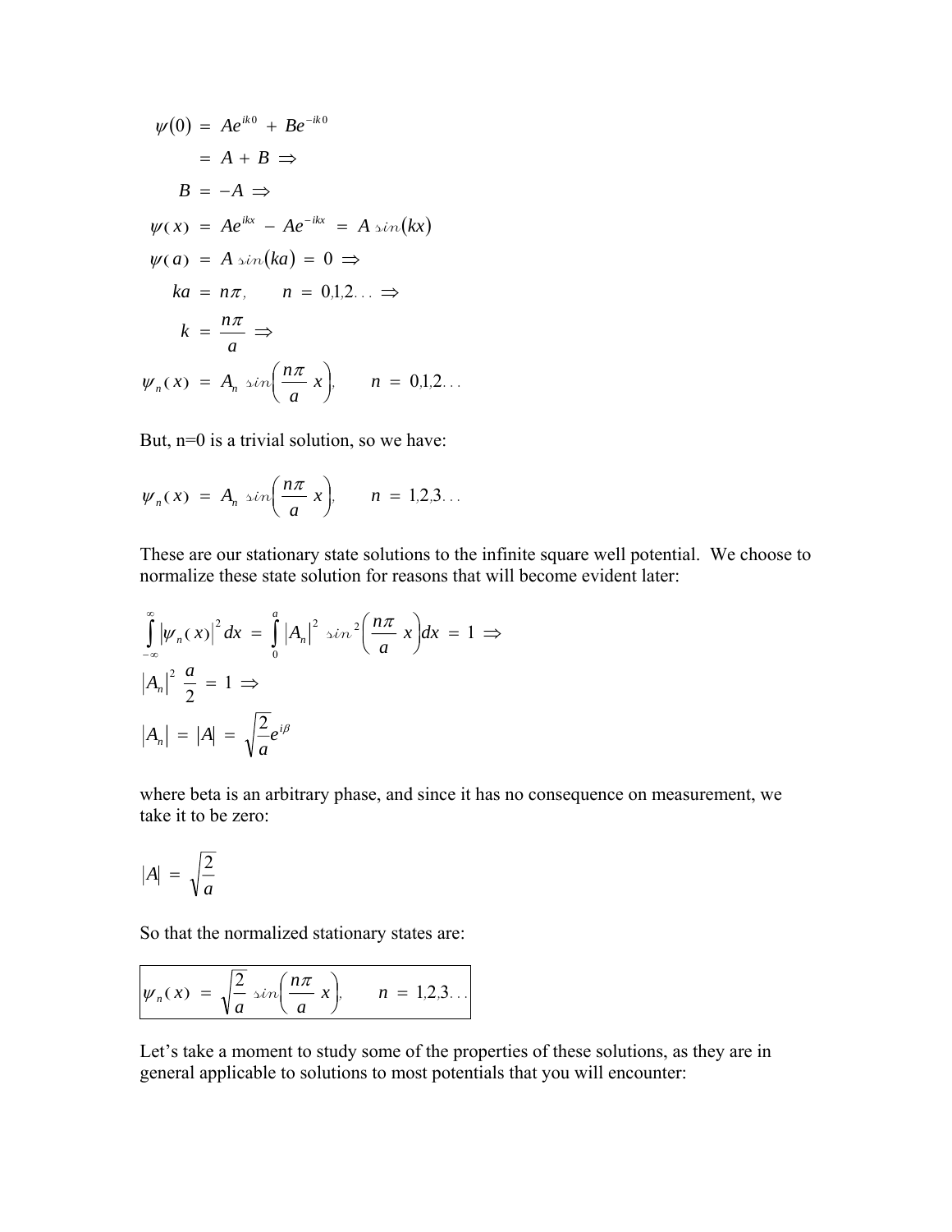$$
\begin{aligned}
\psi(0) &= Ae^{ik0} + Be^{-ik0} \\
&= A + B \Rightarrow \\
B &= -A \Rightarrow \\
\psi(x) &= Ae^{ikx} - Ae^{-ikx} = A\, sin(kx) \\
\psi(a) &= A\, sin(ka) = 0 \Rightarrow \\
ka &= n\pi, \qquad n = 0,1,2\ldots \Rightarrow \\
k &= \frac{n\pi}{a} \Rightarrow \\
\psi_n(x) &= A_n\, sin\left(\frac{n\pi}{a}x\right), \qquad n = 0,1,2\ldots
\end{aligned}
$$

But, n=0 is a trivial solution, so we have:

$$
\psi_n(x) = A_n\, sin\left(\frac{n\pi}{a}x\right), \qquad n = 1,2,3\ldots
$$

These are our stationary state solutions to the infinite square well potential. We choose to normalize these state solution for reasons that will become evident later:

$$
\begin{aligned}
&\int_{-\infty}^{\infty} |\psi_n(x)|^2\, dx = \int_0^a |A_n|^2\, sin^2\left(\frac{n\pi}{a}x\right) dx = 1 \Rightarrow \\
&|A_n|^2\, \frac{a}{2} = 1 \Rightarrow \\
&|A_n| = |A| = \sqrt{\frac{2}{a}} e^{i\beta}
\end{aligned}
$$

where beta is an arbitrary phase, and since it has no consequence on measurement, we take it to be zero:

$$
|A| = \sqrt{\frac{2}{a}}
$$

So that the normalized stationary states are:

$$
\boxed{\psi_n(x) = \sqrt{\frac{2}{a}}\, sin\left(\frac{n\pi}{a}x\right), \qquad n = 1,2,3\ldots}
$$

Let's take a moment to study some of the properties of these solutions, as they are in general applicable to solutions to most potentials that you will encounter: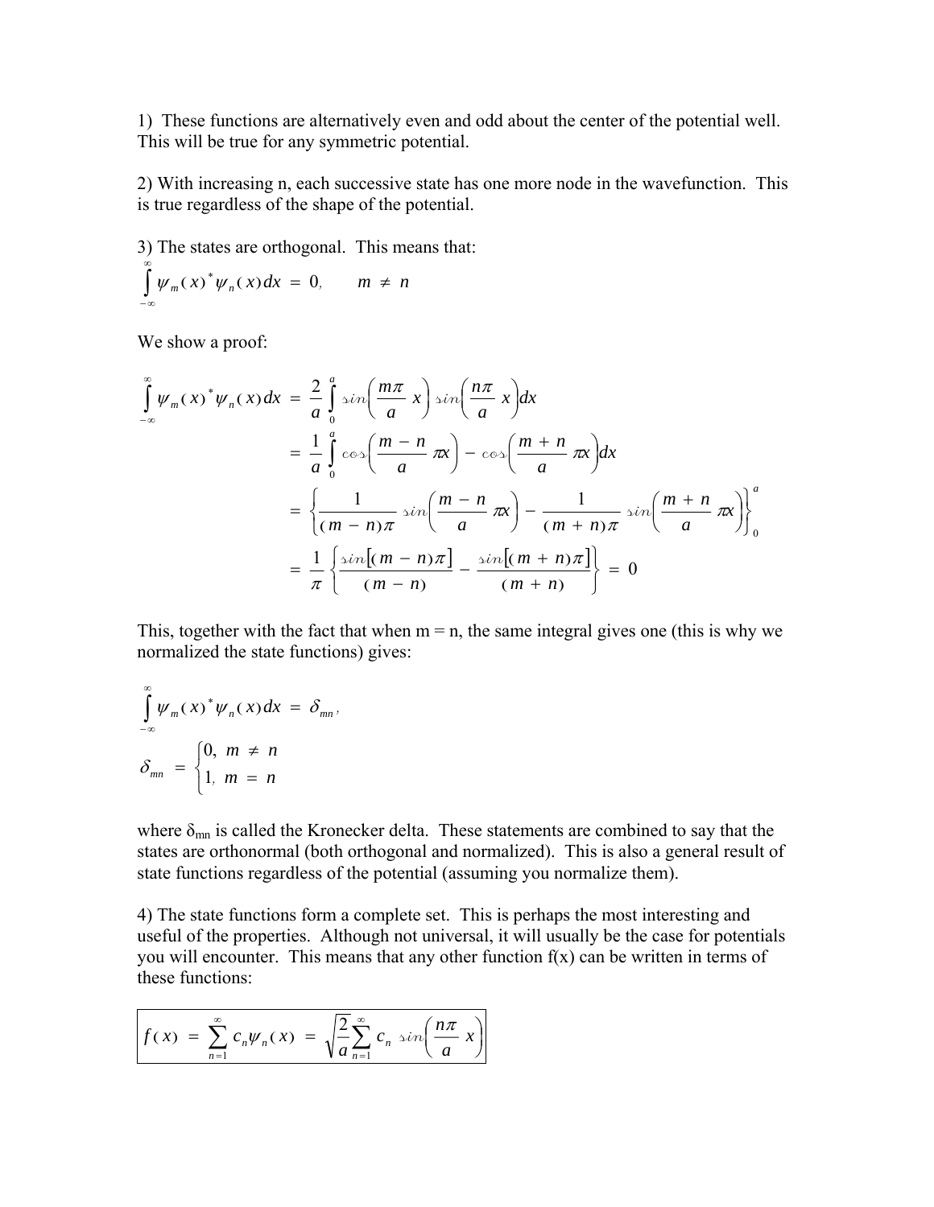1) These functions are alternatively even and odd about the center of the potential well. This will be true for any symmetric potential.

2) With increasing n, each successive state has one more node in the wavefunction. This is true regardless of the shape of the potential.

3) The states are orthogonal. This means that:

$$\int_{-\infty}^{\infty} \psi_m(x)^* \psi_n(x) dx = 0, \qquad m \neq n$$

We show a proof:

$$\begin{aligned}
\int_{-\infty}^{\infty} \psi_m(x)^* \psi_n(x) dx &= \frac{2}{a} \int_0^a sin\left(\frac{m\pi}{a} x\right) sin\left(\frac{n\pi}{a} x\right) dx \\
&= \frac{1}{a} \int_0^a cos\left(\frac{m-n}{a} \pi x\right) - cos\left(\frac{m+n}{a} \pi x\right) dx \\
&= \left\{ \frac{1}{(m-n)\pi} sin\left(\frac{m-n}{a} \pi x\right) - \frac{1}{(m+n)\pi} sin\left(\frac{m+n}{a} \pi x\right) \right\}_0^a \\
&= \frac{1}{\pi} \left\{ \frac{sin[(m-n)\pi]}{(m-n)} - \frac{sin[(m+n)\pi]}{(m+n)} \right\} = 0
\end{aligned}$$

This, together with the fact that when m = n, the same integral gives one (this is why we normalized the state functions) gives:

$$\int_{-\infty}^{\infty} \psi_m(x)^* \psi_n(x) dx = \delta_{mn},$$

$$\delta_{mn} = \begin{cases} 0, & m \neq n \\ 1, & m = n \end{cases}$$

where $\delta_{mn}$ is called the Kronecker delta. These statements are combined to say that the states are orthonormal (both orthogonal and normalized). This is also a general result of state functions regardless of the potential (assuming you normalize them).

4) The state functions form a complete set. This is perhaps the most interesting and useful of the properties. Although not universal, it will usually be the case for potentials you will encounter. This means that any other function f(x) can be written in terms of these functions:

$$\boxed{f(x) = \sum_{n=1}^{\infty} c_n \psi_n(x) = \sqrt{\frac{2}{a}} \sum_{n=1}^{\infty} c_n \, sin\left(\frac{n\pi}{a} x\right)}$$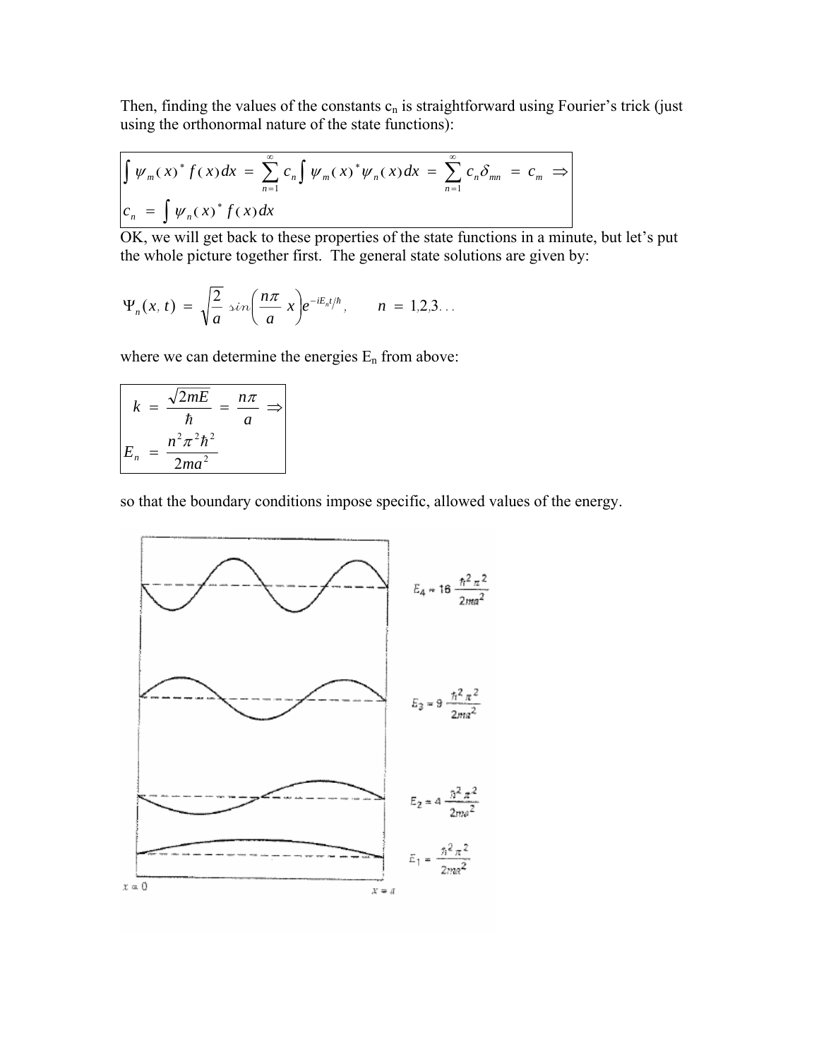Then, finding the values of the constants $c_n$ is straightforward using Fourier's trick (just using the orthonormal nature of the state functions):

$$\int \psi_m(x)^* f(x)dx = \sum_{n=1}^{\infty} c_n \int \psi_m(x)^* \psi_n(x)dx = \sum_{n=1}^{\infty} c_n \delta_{mn} = c_m \Rightarrow$$

$$c_n = \int \psi_n(x)^* f(x)dx$$

OK, we will get back to these properties of the state functions in a minute, but let's put the whole picture together first. The general state solutions are given by:

$$\Psi_n(x,t) = \sqrt{\frac{2}{a}} \sin\left(\frac{n\pi}{a}x\right) e^{-iE_n t/\hbar}, \qquad n = 1,2,3\ldots$$

where we can determine the energies $E_n$ from above:

$$k = \frac{\sqrt{2mE}}{\hbar} = \frac{n\pi}{a} \Rightarrow$$

$$E_n = \frac{n^2\pi^2\hbar^2}{2ma^2}$$

so that the boundary conditions impose specific, allowed values of the energy.

$E_4 = 16 \frac{\hbar^2\pi^2}{2ma^2}$

$E_3 = 9 \frac{\hbar^2\pi^2}{2ma^2}$

$E_2 = 4 \frac{\hbar^2\pi^2}{2ma^2}$

$E_1 = \frac{\hbar^2\pi^2}{2ma^2}$

$x = 0$ $\qquad$ $x = a$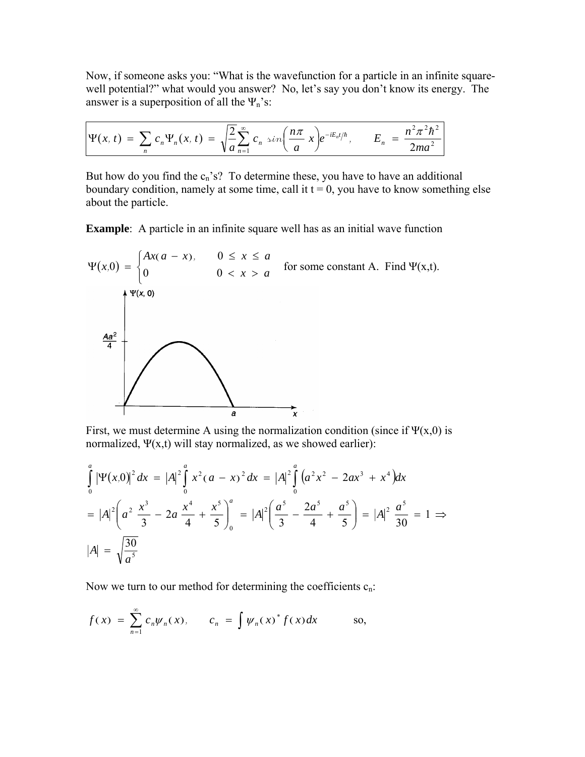Now, if someone asks you: "What is the wavefunction for a particle in an infinite square-well potential?" what would you answer? No, let's say you don't know its energy. The answer is a superposition of all the $\Psi_n$'s:

$$\Psi(x, t) = \sum_n c_n \Psi_n(x, t) = \sqrt{\frac{2}{a}} \sum_{n=1}^{\infty} c_n \sin\left(\frac{n\pi}{a} x\right) e^{-iE_n t/\hbar}, \qquad E_n = \frac{n^2 \pi^2 \hbar^2}{2ma^2}$$

But how do you find the $c_n$'s? To determine these, you have to have an additional boundary condition, namely at some time, call it t = 0, you have to know something else about the particle.

**Example**: A particle in an infinite square well has as an initial wave function

$$\Psi(x,0) = \begin{cases} Ax(a - x), & 0 \leq x \leq a \\ 0 & 0 < x > a \end{cases}$$ for some constant A. Find $\Psi(x,t)$.

First, we must determine A using the normalization condition (since if $\Psi(x,0)$ is normalized, $\Psi(x,t)$ will stay normalized, as we showed earlier):

$$\int_0^a |\Psi(x,0)|^2 \, dx = |A|^2 \int_0^a x^2 (a - x)^2 \, dx = |A|^2 \int_0^a \left(a^2 x^2 - 2ax^3 + x^4\right) dx$$

$$= |A|^2 \left( a^2 \frac{x^3}{3} - 2a \frac{x^4}{4} + \frac{x^5}{5} \right)_0^a = |A|^2 \left( \frac{a^5}{3} - \frac{2a^5}{4} + \frac{a^5}{5} \right) = |A|^2 \frac{a^5}{30} = 1 \Rightarrow$$

$$|A| = \sqrt{\frac{30}{a^5}}$$

Now we turn to our method for determining the coefficients $c_n$:

$$f(x) = \sum_{n=1}^{\infty} c_n \psi_n(x), \qquad c_n = \int \psi_n(x)^* f(x) dx \qquad \text{so,}$$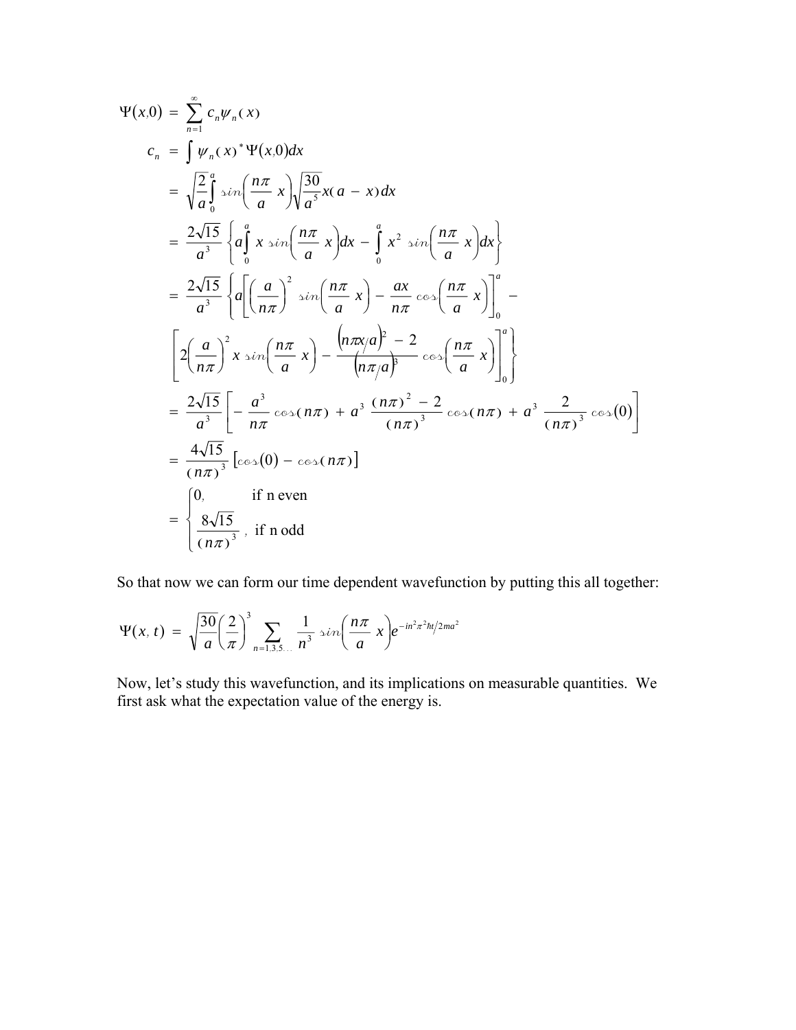$$
\begin{aligned}
\Psi(x,0) &= \sum_{n=1}^{\infty} c_n \psi_n(x) \\
c_n &= \int \psi_n(x)^* \Psi(x,0) dx \\
&= \sqrt{\frac{2}{a}} \int_0^a \sin\left(\frac{n\pi}{a} x\right) \sqrt{\frac{30}{a^5}} x(a - x) dx \\
&= \frac{2\sqrt{15}}{a^3} \left\{ a \int_0^a x \sin\left(\frac{n\pi}{a} x\right) dx - \int_0^a x^2 \sin\left(\frac{n\pi}{a} x\right) dx \right\} \\
&= \frac{2\sqrt{15}}{a^3} \left\{ a \left[ \left(\frac{a}{n\pi}\right)^2 \sin\left(\frac{n\pi}{a} x\right) - \frac{ax}{n\pi} \cos\left(\frac{n\pi}{a} x\right) \right]_0^a - \right. \\
&\quad \left. \left[ 2\left(\frac{a}{n\pi}\right)^2 x \sin\left(\frac{n\pi}{a} x\right) - \frac{(n\pi x/a)^2 - 2}{(n\pi/a)^3} \cos\left(\frac{n\pi}{a} x\right) \right]_0^a \right\} \\
&= \frac{2\sqrt{15}}{a^3} \left[ -\frac{a^3}{n\pi} \cos(n\pi) + a^3 \frac{(n\pi)^2 - 2}{(n\pi)^3} \cos(n\pi) + a^3 \frac{2}{(n\pi)^3} \cos(0) \right] \\
&= \frac{4\sqrt{15}}{(n\pi)^3} \left[ \cos(0) - \cos(n\pi) \right] \\
&= \begin{cases} 0, & \text{if n even} \\ \dfrac{8\sqrt{15}}{(n\pi)^3}, & \text{if n odd} \end{cases}
\end{aligned}
$$

So that now we can form our time dependent wavefunction by putting this all together:

$$
\Psi(x, t) = \sqrt{\frac{30}{a}} \left(\frac{2}{\pi}\right)^3 \sum_{n=1,3,5\ldots} \frac{1}{n^3} \sin\left(\frac{n\pi}{a} x\right) e^{-in^2\pi^2\hbar t/2ma^2}
$$

Now, let's study this wavefunction, and its implications on measurable quantities. We first ask what the expectation value of the energy is.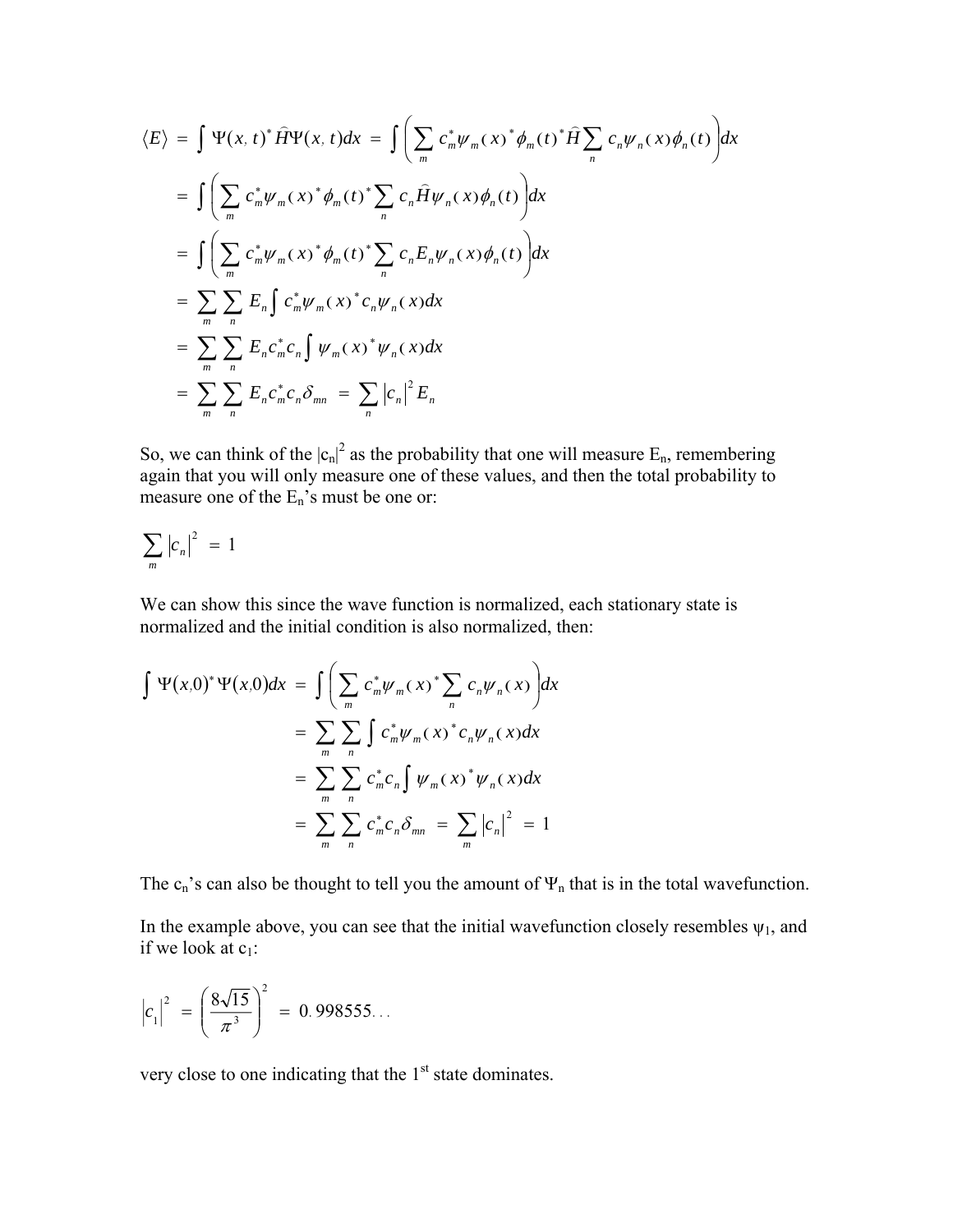$$\langle E \rangle = \int \Psi(x,t)^* \widehat{H} \Psi(x,t) dx = \int \left( \sum_m c_m^* \psi_m(x)^* \phi_m(t)^* \widehat{H} \sum_n c_n \psi_n(x) \phi_n(t) \right) dx$$

$$= \int \left( \sum_m c_m^* \psi_m(x)^* \phi_m(t)^* \sum_n c_n \widehat{H} \psi_n(x) \phi_n(t) \right) dx$$

$$= \int \left( \sum_m c_m^* \psi_m(x)^* \phi_m(t)^* \sum_n c_n E_n \psi_n(x) \phi_n(t) \right) dx$$

$$= \sum_m \sum_n E_n \int c_m^* \psi_m(x)^* c_n \psi_n(x) dx$$

$$= \sum_m \sum_n E_n c_m^* c_n \int \psi_m(x)^* \psi_n(x) dx$$

$$= \sum_m \sum_n E_n c_m^* c_n \delta_{mn} = \sum_n |c_n|^2 E_n$$

So, we can think of the $|c_n|^2$ as the probability that one will measure $E_n$, remembering again that you will only measure one of these values, and then the total probability to measure one of the $E_n$'s must be one or:

$$\sum_m |c_n|^2 = 1$$

We can show this since the wave function is normalized, each stationary state is normalized and the initial condition is also normalized, then:

$$\int \Psi(x,0)^* \Psi(x,0) dx = \int \left( \sum_m c_m^* \psi_m(x)^* \sum_n c_n \psi_n(x) \right) dx$$

$$= \sum_m \sum_n \int c_m^* \psi_m(x)^* c_n \psi_n(x) dx$$

$$= \sum_m \sum_n c_m^* c_n \int \psi_m(x)^* \psi_n(x) dx$$

$$= \sum_m \sum_n c_m^* c_n \delta_{mn} = \sum_m |c_n|^2 = 1$$

The $c_n$'s can also be thought to tell you the amount of $\Psi_n$ that is in the total wavefunction.

In the example above, you can see that the initial wavefunction closely resembles $\psi_1$, and if we look at $c_1$:

$$|c_1|^2 = \left( \frac{8\sqrt{15}}{\pi^3} \right)^2 = 0.998555\ldots$$

very close to one indicating that the 1st state dominates.